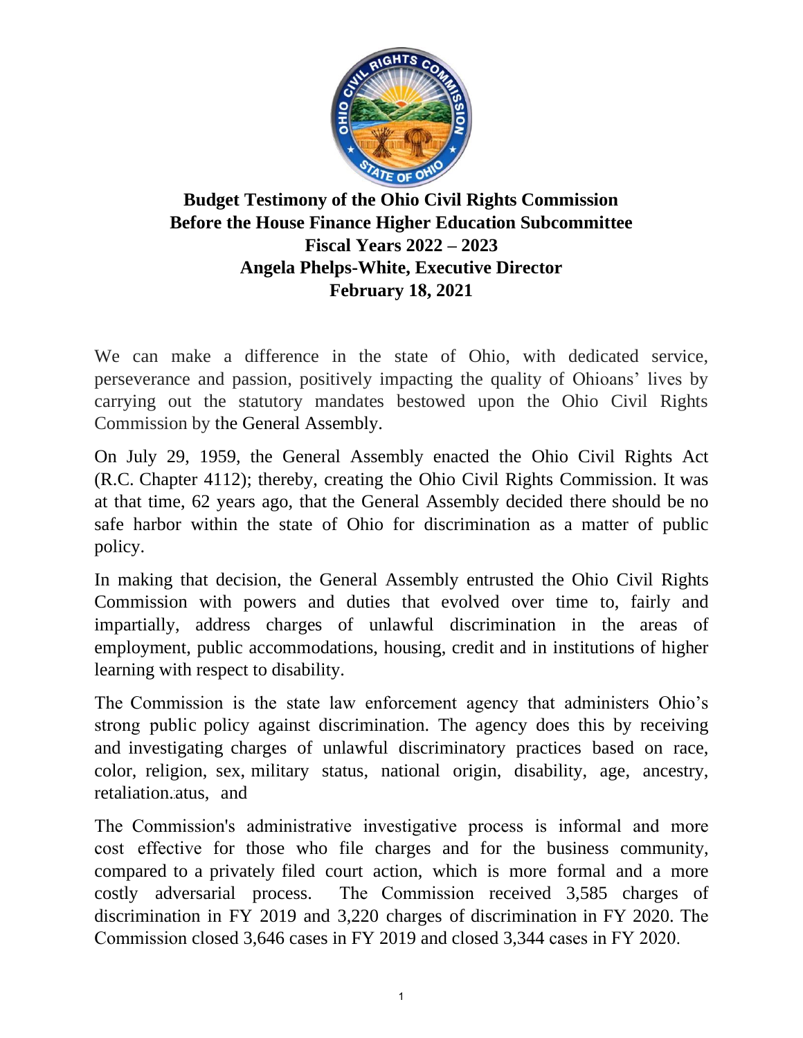# Budget Testimony of the Ohio Civil Rights Commission
# Before the House Finance Higher Education Subcommittee
# Fiscal Years 2022 – 2023
# Angela Phelps-White, Executive Director
# February 18, 2021

We can make a difference in the state of Ohio, with dedicated service, perseverance and passion, positively impacting the quality of Ohioans' lives by carrying out the statutory mandates bestowed upon the Ohio Civil Rights Commission by the General Assembly.

On July 29, 1959, the General Assembly enacted the Ohio Civil Rights Act (R.C. Chapter 4112); thereby, creating the Ohio Civil Rights Commission. It was at that time, 62 years ago, that the General Assembly decided there should be no safe harbor within the state of Ohio for discrimination as a matter of public policy.

In making that decision, the General Assembly entrusted the Ohio Civil Rights Commission with powers and duties that evolved over time to, fairly and impartially, address charges of unlawful discrimination in the areas of employment, public accommodations, housing, credit and in institutions of higher learning with respect to disability.

The Commission is the state law enforcement agency that administers Ohio's strong public policy against discrimination. The agency does this by receiving and investigating charges of unlawful discriminatory practices based on race, color, religion, sex, military status, national origin, disability, age, ancestry, retaliation.atus, and

The Commission's administrative investigative process is informal and more cost effective for those who file charges and for the business community, compared to a privately filed court action, which is more formal and a more costly adversarial process. The Commission received 3,585 charges of discrimination in FY 2019 and 3,220 charges of discrimination in FY 2020. The Commission closed 3,646 cases in FY 2019 and closed 3,344 cases in FY 2020.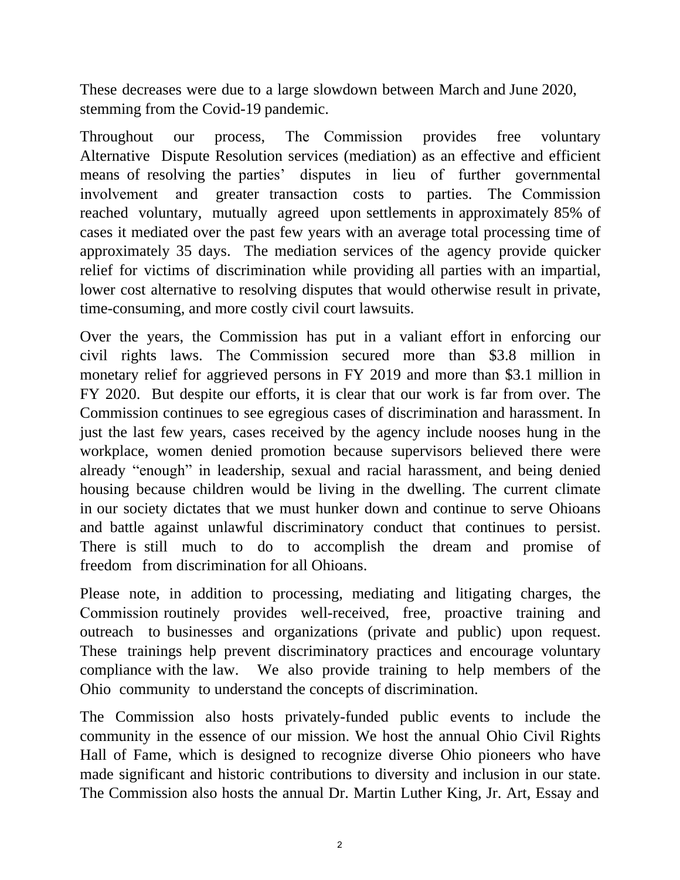These decreases were due to a large slowdown between March and June 2020, stemming from the Covid-19 pandemic.

Throughout our process, The Commission provides free voluntary Alternative Dispute Resolution services (mediation) as an effective and efficient means of resolving the parties' disputes in lieu of further governmental involvement and greater transaction costs to parties. The Commission reached voluntary, mutually agreed upon settlements in approximately 85% of cases it mediated over the past few years with an average total processing time of approximately 35 days. The mediation services of the agency provide quicker relief for victims of discrimination while providing all parties with an impartial, lower cost alternative to resolving disputes that would otherwise result in private, time-consuming, and more costly civil court lawsuits.

Over the years, the Commission has put in a valiant effort in enforcing our civil rights laws. The Commission secured more than $3.8 million in monetary relief for aggrieved persons in FY 2019 and more than $3.1 million in FY 2020. But despite our efforts, it is clear that our work is far from over. The Commission continues to see egregious cases of discrimination and harassment. In just the last few years, cases received by the agency include nooses hung in the workplace, women denied promotion because supervisors believed there were already "enough" in leadership, sexual and racial harassment, and being denied housing because children would be living in the dwelling. The current climate in our society dictates that we must hunker down and continue to serve Ohioans and battle against unlawful discriminatory conduct that continues to persist. There is still much to do to accomplish the dream and promise of freedom from discrimination for all Ohioans.

Please note, in addition to processing, mediating and litigating charges, the Commission routinely provides well-received, free, proactive training and outreach to businesses and organizations (private and public) upon request. These trainings help prevent discriminatory practices and encourage voluntary compliance with the law. We also provide training to help members of the Ohio community to understand the concepts of discrimination.

The Commission also hosts privately-funded public events to include the community in the essence of our mission. We host the annual Ohio Civil Rights Hall of Fame, which is designed to recognize diverse Ohio pioneers who have made significant and historic contributions to diversity and inclusion in our state. The Commission also hosts the annual Dr. Martin Luther King, Jr. Art, Essay and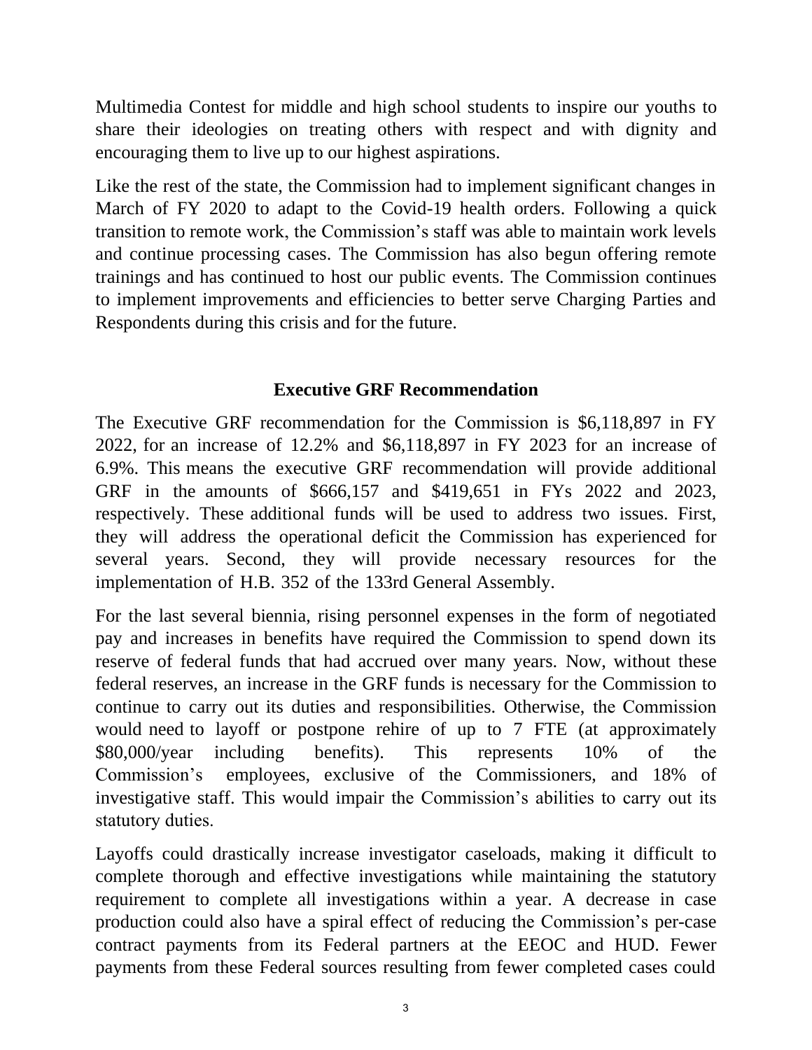Multimedia Contest for middle and high school students to inspire our youths to share their ideologies on treating others with respect and with dignity and encouraging them to live up to our highest aspirations.

Like the rest of the state, the Commission had to implement significant changes in March of FY 2020 to adapt to the Covid-19 health orders. Following a quick transition to remote work, the Commission's staff was able to maintain work levels and continue processing cases. The Commission has also begun offering remote trainings and has continued to host our public events. The Commission continues to implement improvements and efficiencies to better serve Charging Parties and Respondents during this crisis and for the future.

## Executive GRF Recommendation

The Executive GRF recommendation for the Commission is $6,118,897 in FY 2022, for an increase of 12.2% and $6,118,897 in FY 2023 for an increase of 6.9%. This means the executive GRF recommendation will provide additional GRF in the amounts of $666,157 and $419,651 in FYs 2022 and 2023, respectively. These additional funds will be used to address two issues. First, they will address the operational deficit the Commission has experienced for several years. Second, they will provide necessary resources for the implementation of H.B. 352 of the 133rd General Assembly.

For the last several biennia, rising personnel expenses in the form of negotiated pay and increases in benefits have required the Commission to spend down its reserve of federal funds that had accrued over many years. Now, without these federal reserves, an increase in the GRF funds is necessary for the Commission to continue to carry out its duties and responsibilities. Otherwise, the Commission would need to layoff or postpone rehire of up to 7 FTE (at approximately $80,000/year including benefits). This represents 10% of the Commission's employees, exclusive of the Commissioners, and 18% of investigative staff. This would impair the Commission's abilities to carry out its statutory duties.

Layoffs could drastically increase investigator caseloads, making it difficult to complete thorough and effective investigations while maintaining the statutory requirement to complete all investigations within a year. A decrease in case production could also have a spiral effect of reducing the Commission's per-case contract payments from its Federal partners at the EEOC and HUD. Fewer payments from these Federal sources resulting from fewer completed cases could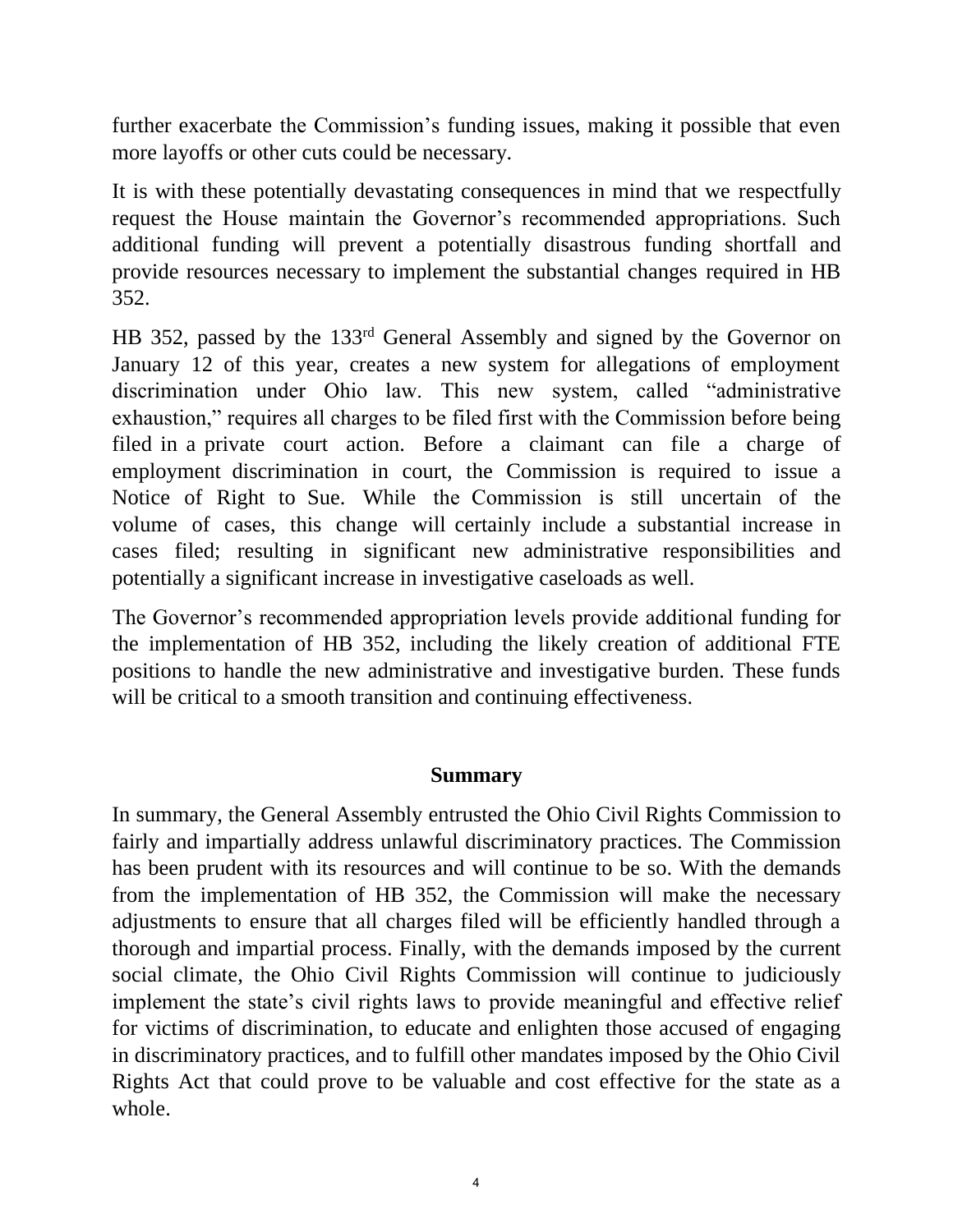further exacerbate the Commission's funding issues, making it possible that even more layoffs or other cuts could be necessary.

It is with these potentially devastating consequences in mind that we respectfully request the House maintain the Governor's recommended appropriations. Such additional funding will prevent a potentially disastrous funding shortfall and provide resources necessary to implement the substantial changes required in HB 352.

HB 352, passed by the 133rd General Assembly and signed by the Governor on January 12 of this year, creates a new system for allegations of employment discrimination under Ohio law. This new system, called "administrative exhaustion," requires all charges to be filed first with the Commission before being filed in a private court action. Before a claimant can file a charge of employment discrimination in court, the Commission is required to issue a Notice of Right to Sue. While the Commission is still uncertain of the volume of cases, this change will certainly include a substantial increase in cases filed; resulting in significant new administrative responsibilities and potentially a significant increase in investigative caseloads as well.

The Governor's recommended appropriation levels provide additional funding for the implementation of HB 352, including the likely creation of additional FTE positions to handle the new administrative and investigative burden. These funds will be critical to a smooth transition and continuing effectiveness.

## Summary

In summary, the General Assembly entrusted the Ohio Civil Rights Commission to fairly and impartially address unlawful discriminatory practices. The Commission has been prudent with its resources and will continue to be so. With the demands from the implementation of HB 352, the Commission will make the necessary adjustments to ensure that all charges filed will be efficiently handled through a thorough and impartial process. Finally, with the demands imposed by the current social climate, the Ohio Civil Rights Commission will continue to judiciously implement the state's civil rights laws to provide meaningful and effective relief for victims of discrimination, to educate and enlighten those accused of engaging in discriminatory practices, and to fulfill other mandates imposed by the Ohio Civil Rights Act that could prove to be valuable and cost effective for the state as a whole.